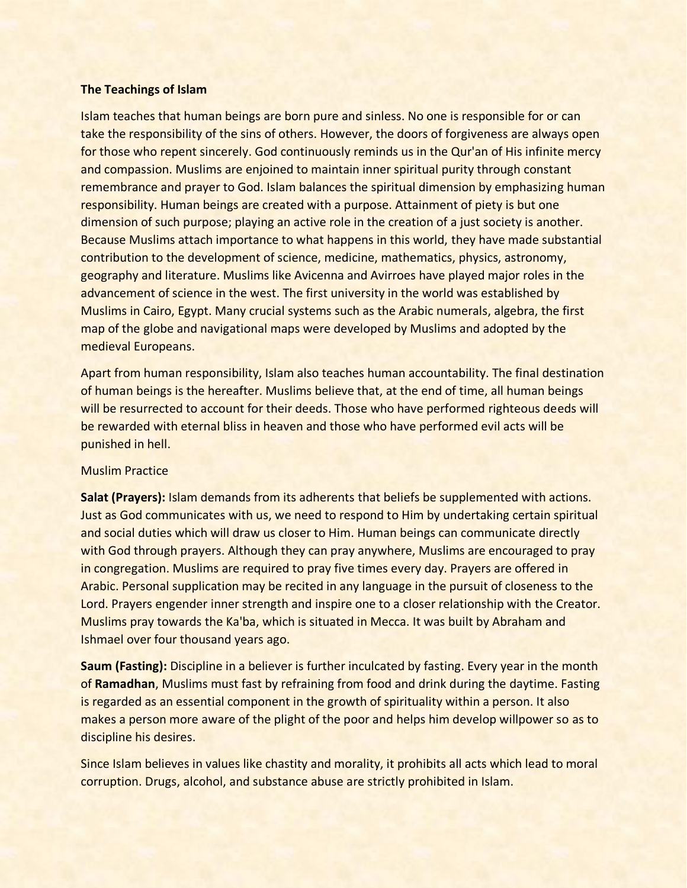**The Teachings of Islam**

Islam teaches that human beings are born pure and sinless. No one is responsible for or can take the responsibility of the sins of others. However, the doors of forgiveness are always open for those who repent sincerely. God continuously reminds us in the Qur'an of His infinite mercy and compassion. Muslims are enjoined to maintain inner spiritual purity through constant remembrance and prayer to God. Islam balances the spiritual dimension by emphasizing human responsibility. Human beings are created with a purpose. Attainment of piety is but one dimension of such purpose; playing an active role in the creation of a just society is another. Because Muslims attach importance to what happens in this world, they have made substantial contribution to the development of science, medicine, mathematics, physics, astronomy, geography and literature. Muslims like Avicenna and Avirroes have played major roles in the advancement of science in the west. The first university in the world was established by Muslims in Cairo, Egypt. Many crucial systems such as the Arabic numerals, algebra, the first map of the globe and navigational maps were developed by Muslims and adopted by the medieval Europeans.

Apart from human responsibility, Islam also teaches human accountability. The final destination of human beings is the hereafter. Muslims believe that, at the end of time, all human beings will be resurrected to account for their deeds. Those who have performed righteous deeds will be rewarded with eternal bliss in heaven and those who have performed evil acts will be punished in hell.

Muslim Practice

**Salat (Prayers):** Islam demands from its adherents that beliefs be supplemented with actions. Just as God communicates with us, we need to respond to Him by undertaking certain spiritual and social duties which will draw us closer to Him. Human beings can communicate directly with God through prayers. Although they can pray anywhere, Muslims are encouraged to pray in congregation. Muslims are required to pray five times every day. Prayers are offered in Arabic. Personal supplication may be recited in any language in the pursuit of closeness to the Lord. Prayers engender inner strength and inspire one to a closer relationship with the Creator. Muslims pray towards the Ka'ba, which is situated in Mecca. It was built by Abraham and Ishmael over four thousand years ago.

**Saum (Fasting):** Discipline in a believer is further inculcated by fasting. Every year in the month of **Ramadhan**, Muslims must fast by refraining from food and drink during the daytime. Fasting is regarded as an essential component in the growth of spirituality within a person. It also makes a person more aware of the plight of the poor and helps him develop willpower so as to discipline his desires.

Since Islam believes in values like chastity and morality, it prohibits all acts which lead to moral corruption. Drugs, alcohol, and substance abuse are strictly prohibited in Islam.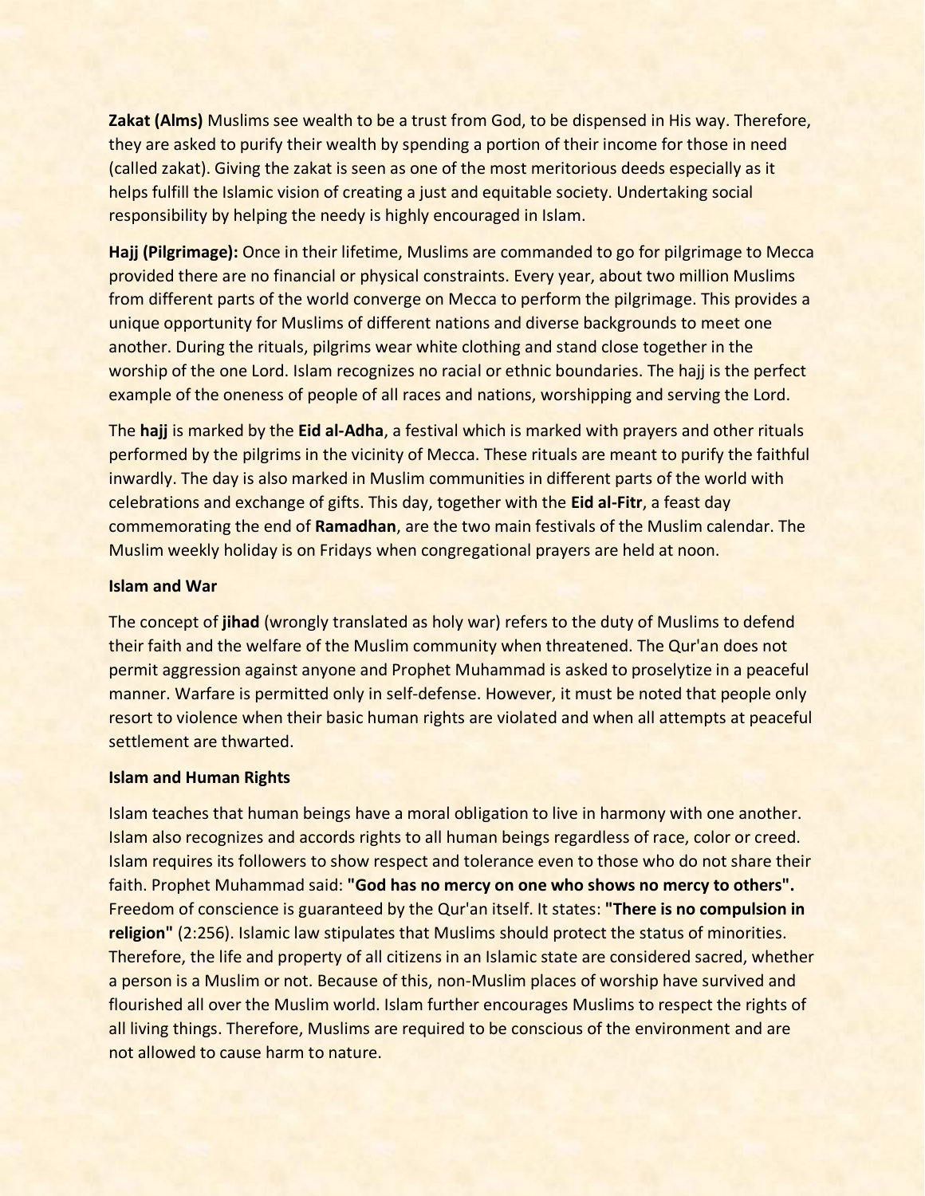**Zakat (Alms)** Muslims see wealth to be a trust from God, to be dispensed in His way. Therefore, they are asked to purify their wealth by spending a portion of their income for those in need (called zakat). Giving the zakat is seen as one of the most meritorious deeds especially as it helps fulfill the Islamic vision of creating a just and equitable society. Undertaking social responsibility by helping the needy is highly encouraged in Islam.

**Hajj (Pilgrimage):** Once in their lifetime, Muslims are commanded to go for pilgrimage to Mecca provided there are no financial or physical constraints. Every year, about two million Muslims from different parts of the world converge on Mecca to perform the pilgrimage. This provides a unique opportunity for Muslims of different nations and diverse backgrounds to meet one another. During the rituals, pilgrims wear white clothing and stand close together in the worship of the one Lord. Islam recognizes no racial or ethnic boundaries. The hajj is the perfect example of the oneness of people of all races and nations, worshipping and serving the Lord.

The **hajj** is marked by the **Eid al-Adha**, a festival which is marked with prayers and other rituals performed by the pilgrims in the vicinity of Mecca. These rituals are meant to purify the faithful inwardly. The day is also marked in Muslim communities in different parts of the world with celebrations and exchange of gifts. This day, together with the **Eid al-Fitr**, a feast day commemorating the end of **Ramadhan**, are the two main festivals of the Muslim calendar. The Muslim weekly holiday is on Fridays when congregational prayers are held at noon.

**Islam and War**

The concept of **jihad** (wrongly translated as holy war) refers to the duty of Muslims to defend their faith and the welfare of the Muslim community when threatened. The Qur'an does not permit aggression against anyone and Prophet Muhammad is asked to proselytize in a peaceful manner. Warfare is permitted only in self-defense. However, it must be noted that people only resort to violence when their basic human rights are violated and when all attempts at peaceful settlement are thwarted.

**Islam and Human Rights**

Islam teaches that human beings have a moral obligation to live in harmony with one another. Islam also recognizes and accords rights to all human beings regardless of race, color or creed. Islam requires its followers to show respect and tolerance even to those who do not share their faith. Prophet Muhammad said: **"God has no mercy on one who shows no mercy to others".** Freedom of conscience is guaranteed by the Qur'an itself. It states: **"There is no compulsion in religion"** (2:256). Islamic law stipulates that Muslims should protect the status of minorities. Therefore, the life and property of all citizens in an Islamic state are considered sacred, whether a person is a Muslim or not. Because of this, non-Muslim places of worship have survived and flourished all over the Muslim world. Islam further encourages Muslims to respect the rights of all living things. Therefore, Muslims are required to be conscious of the environment and are not allowed to cause harm to nature.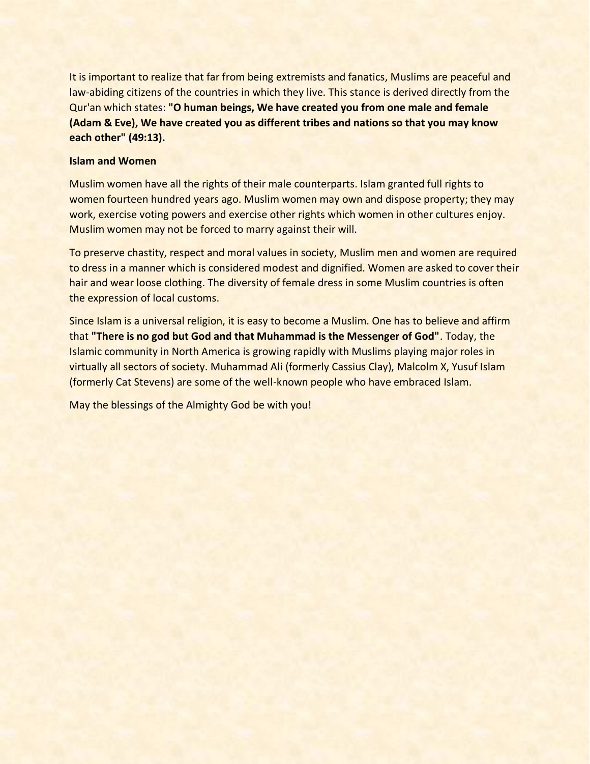It is important to realize that far from being extremists and fanatics, Muslims are peaceful and law-abiding citizens of the countries in which they live. This stance is derived directly from the Qur'an which states: **"O human beings, We have created you from one male and female (Adam & Eve), We have created you as different tribes and nations so that you may know each other" (49:13).**

**Islam and Women**

Muslim women have all the rights of their male counterparts. Islam granted full rights to women fourteen hundred years ago. Muslim women may own and dispose property; they may work, exercise voting powers and exercise other rights which women in other cultures enjoy. Muslim women may not be forced to marry against their will.

To preserve chastity, respect and moral values in society, Muslim men and women are required to dress in a manner which is considered modest and dignified. Women are asked to cover their hair and wear loose clothing. The diversity of female dress in some Muslim countries is often the expression of local customs.

Since Islam is a universal religion, it is easy to become a Muslim. One has to believe and affirm that **"There is no god but God and that Muhammad is the Messenger of God"**. Today, the Islamic community in North America is growing rapidly with Muslims playing major roles in virtually all sectors of society. Muhammad Ali (formerly Cassius Clay), Malcolm X, Yusuf Islam (formerly Cat Stevens) are some of the well-known people who have embraced Islam.

May the blessings of the Almighty God be with you!